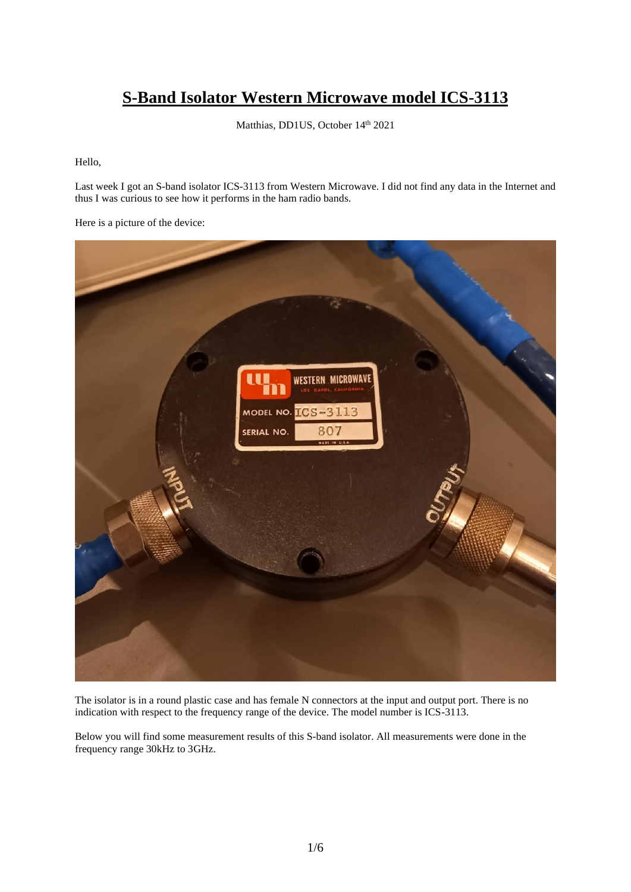# S-Band Isolator Western Microwave model ICS-3113

Matthias, DD1US, October 14th 2021

Hello,

Last week I got an S-band isolator ICS-3113 from Western Microwave. I did not find any data in the Internet and thus I was curious to see how it performs in the ham radio bands.

Here is a picture of the device:

The isolator is in a round plastic case and has female N connectors at the input and output port. There is no indication with respect to the frequency range of the device. The model number is ICS-3113.

Below you will find some measurement results of this S-band isolator. All measurements were done in the frequency range 30kHz to 3GHz.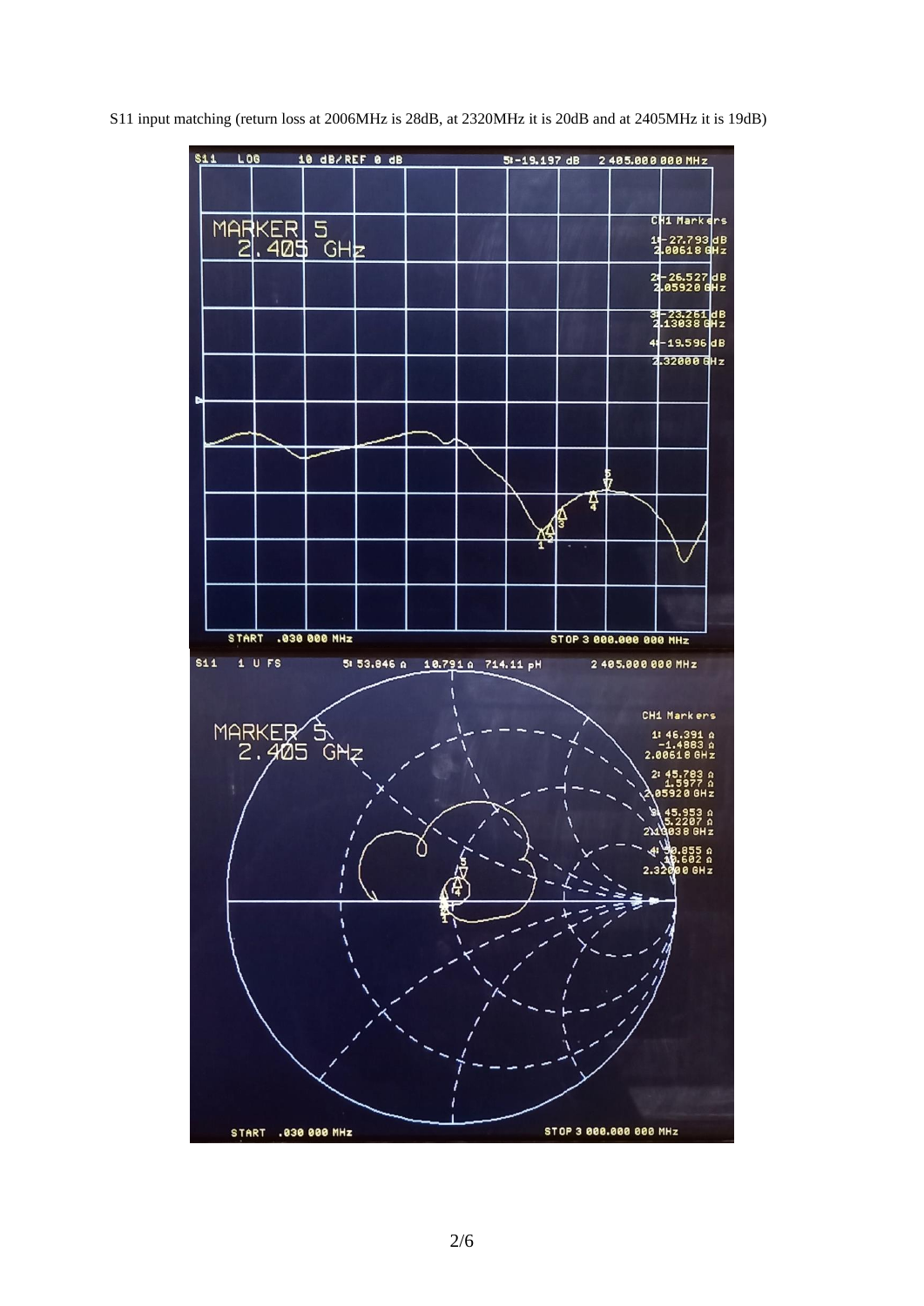S11 input matching (return loss at 2006MHz is 28dB, at 2320MHz it is 20dB and at 2405MHz it is 19dB)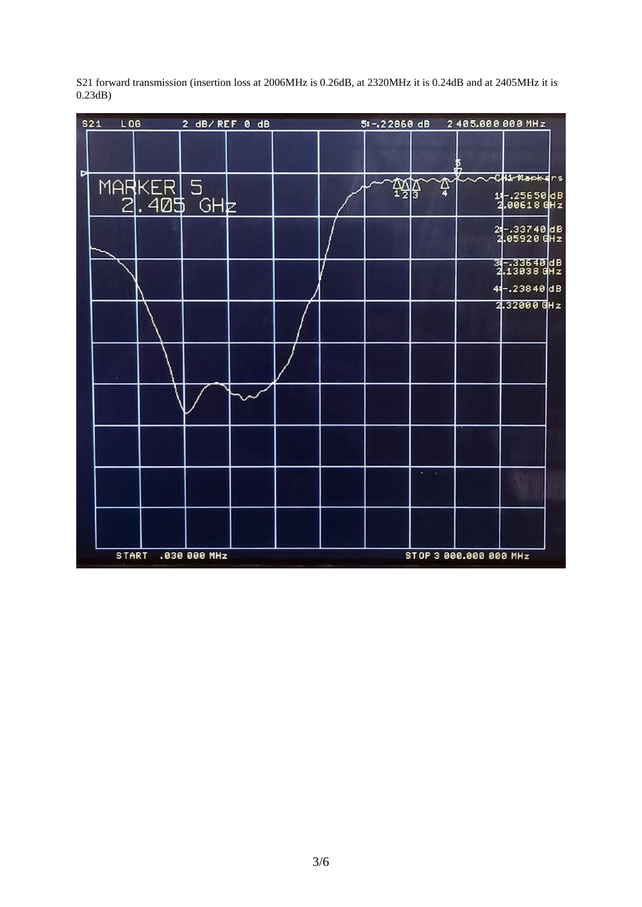S21 forward transmission (insertion loss at 2006MHz is 0.26dB, at 2320MHz it is 0.24dB and at 2405MHz it is 0.23dB)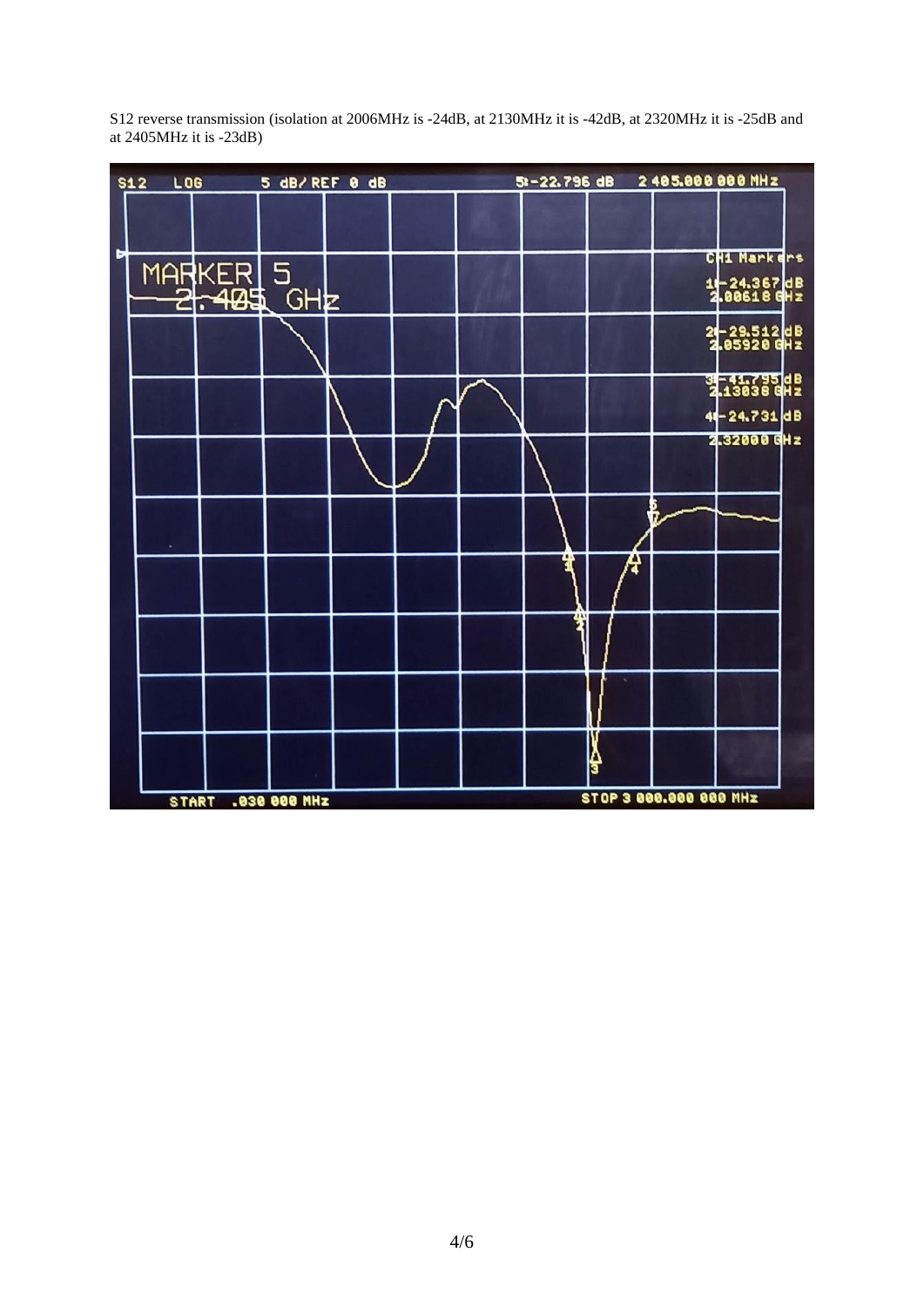S12 reverse transmission (isolation at 2006MHz is -24dB, at 2130MHz it is -42dB, at 2320MHz it is -25dB and at 2405MHz it is -23dB)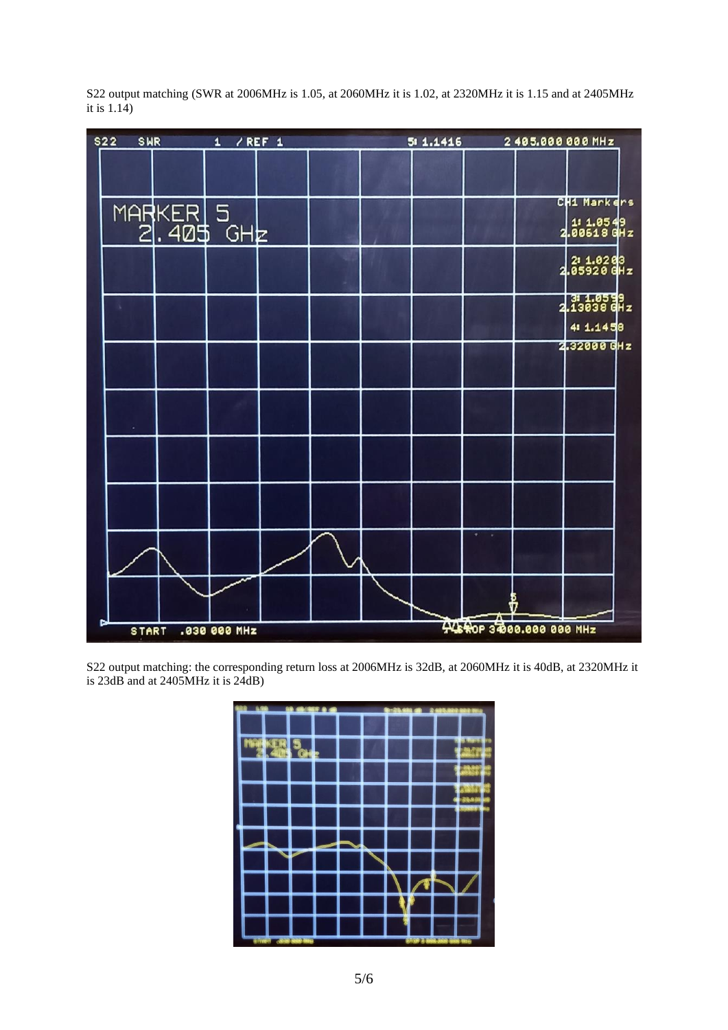S22 output matching (SWR at 2006MHz is 1.05, at 2060MHz it is 1.02, at 2320MHz it is 1.15 and at 2405MHz it is 1.14)

S22 output matching: the corresponding return loss at 2006MHz is 32dB, at 2060MHz it is 40dB, at 2320MHz it is 23dB and at 2405MHz it is 24dB)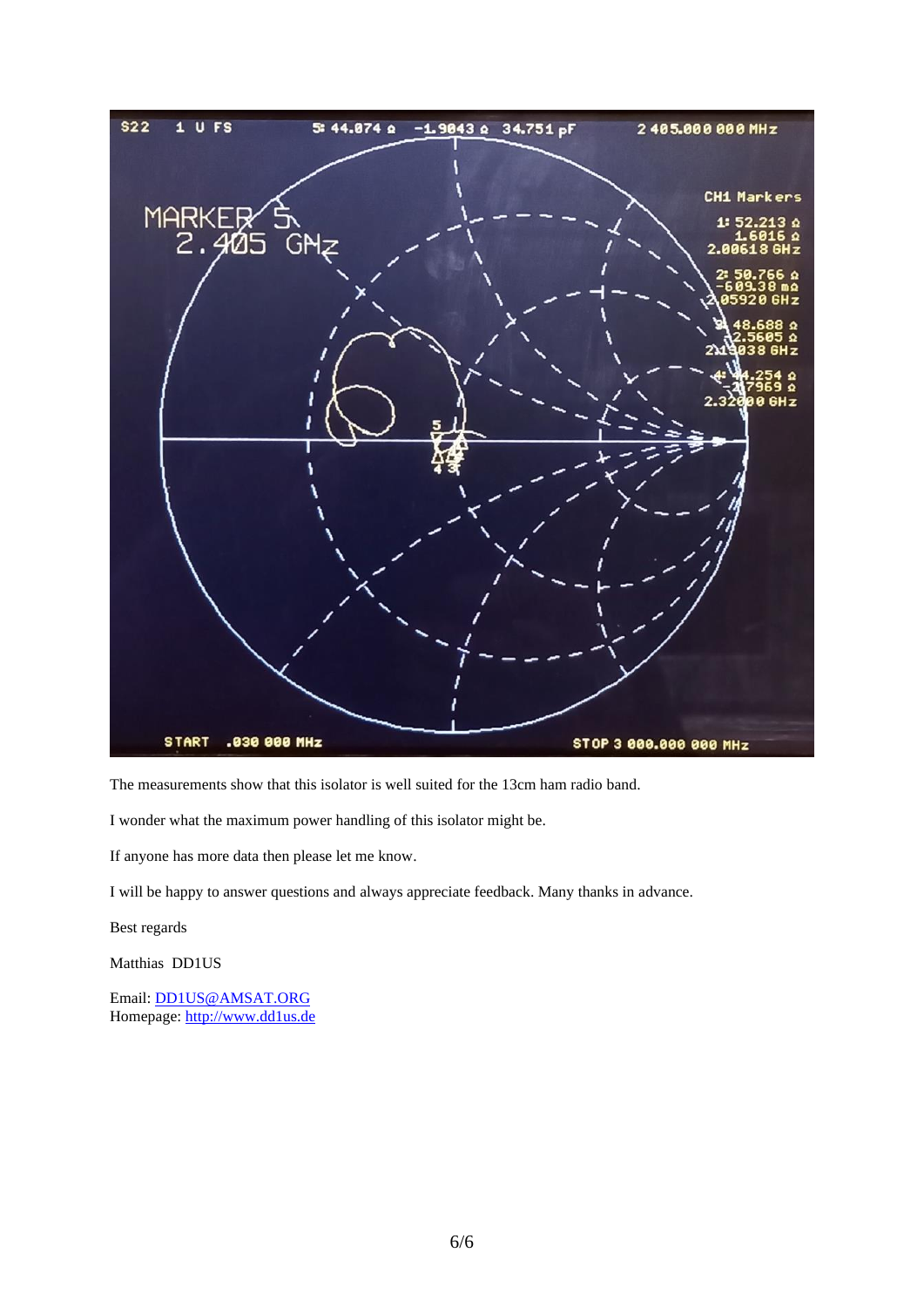S22 1 U FS 5: 44.074 Ω -1.9043 Ω 34.751 pF 2 405.000 000 MHz

MARKER 5
2.405 GHz

CH1 Markers

1: 52.213 Ω
1.6016 Ω
2.00618 GHz

2: 50.766 Ω
-609.38 mΩ
2.05920 GHz

3: 48.688 Ω
2.5605 Ω
2.13038 GHz

4: 44.254 Ω
-2.7969 Ω
2.32000 GHz

START .030 000 MHz STOP 3 000.000 000 MHz

The measurements show that this isolator is well suited for the 13cm ham radio band.

I wonder what the maximum power handling of this isolator might be.

If anyone has more data then please let me know.

I will be happy to answer questions and always appreciate feedback. Many thanks in advance.

Best regards

Matthias DD1US

Email: DD1US@AMSAT.ORG
Homepage: http://www.dd1us.de